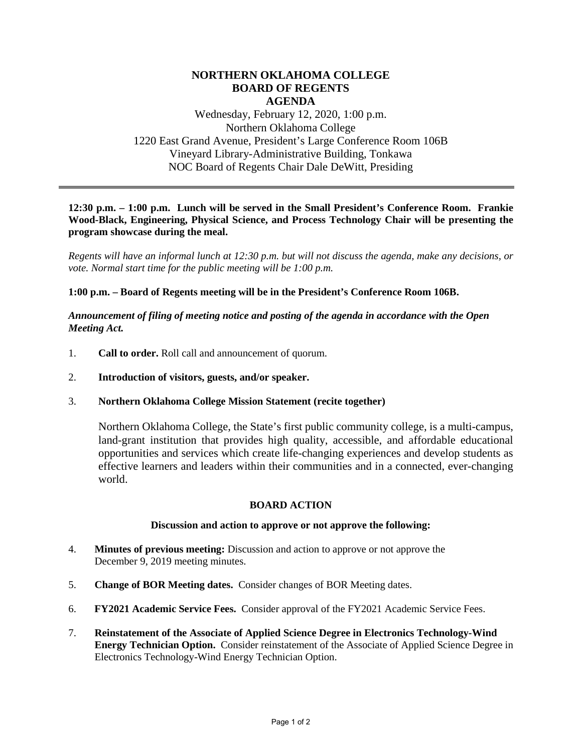# NORTHERN OKLAHOMA COLLEGE
## BOARD OF REGENTS
## AGENDA

Wednesday, February 12, 2020, 1:00 p.m.
Northern Oklahoma College
1220 East Grand Avenue, President's Large Conference Room 106B
Vineyard Library-Administrative Building, Tonkawa
NOC Board of Regents Chair Dale DeWitt, Presiding

---

**12:30 p.m. – 1:00 p.m. Lunch will be served in the Small President's Conference Room. Frankie Wood-Black, Engineering, Physical Science, and Process Technology Chair will be presenting the program showcase during the meal.**

*Regents will have an informal lunch at 12:30 p.m. but will not discuss the agenda, make any decisions, or vote. Normal start time for the public meeting will be 1:00 p.m.*

**1:00 p.m. – Board of Regents meeting will be in the President's Conference Room 106B.**

***Announcement of filing of meeting notice and posting of the agenda in accordance with the Open Meeting Act.***

1. **Call to order.** Roll call and announcement of quorum.

2. **Introduction of visitors, guests, and/or speaker.**

3. **Northern Oklahoma College Mission Statement (recite together)**

   Northern Oklahoma College, the State's first public community college, is a multi-campus, land-grant institution that provides high quality, accessible, and affordable educational opportunities and services which create life-changing experiences and develop students as effective learners and leaders within their communities and in a connected, ever-changing world.

### BOARD ACTION

**Discussion and action to approve or not approve the following:**

4. **Minutes of previous meeting:** Discussion and action to approve or not approve the December 9, 2019 meeting minutes.

5. **Change of BOR Meeting dates.** Consider changes of BOR Meeting dates.

6. **FY2021 Academic Service Fees.** Consider approval of the FY2021 Academic Service Fees.

7. **Reinstatement of the Associate of Applied Science Degree in Electronics Technology-Wind Energy Technician Option.** Consider reinstatement of the Associate of Applied Science Degree in Electronics Technology-Wind Energy Technician Option.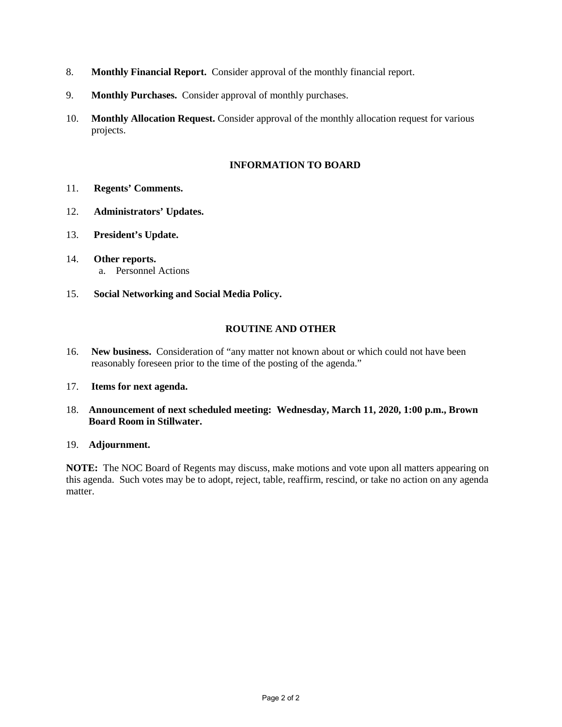8. **Monthly Financial Report.** Consider approval of the monthly financial report.

9. **Monthly Purchases.** Consider approval of monthly purchases.

10. **Monthly Allocation Request.** Consider approval of the monthly allocation request for various projects.

## INFORMATION TO BOARD

11. **Regents' Comments.**

12. **Administrators' Updates.**

13. **President's Update.**

14. **Other reports.**
    a. Personnel Actions

15. **Social Networking and Social Media Policy.**

## ROUTINE AND OTHER

16. **New business.** Consideration of "any matter not known about or which could not have been reasonably foreseen prior to the time of the posting of the agenda."

17. **Items for next agenda.**

18. **Announcement of next scheduled meeting: Wednesday, March 11, 2020, 1:00 p.m., Brown Board Room in Stillwater.**

19. **Adjournment.**

**NOTE:** The NOC Board of Regents may discuss, make motions and vote upon all matters appearing on this agenda. Such votes may be to adopt, reject, table, reaffirm, rescind, or take no action on any agenda matter.